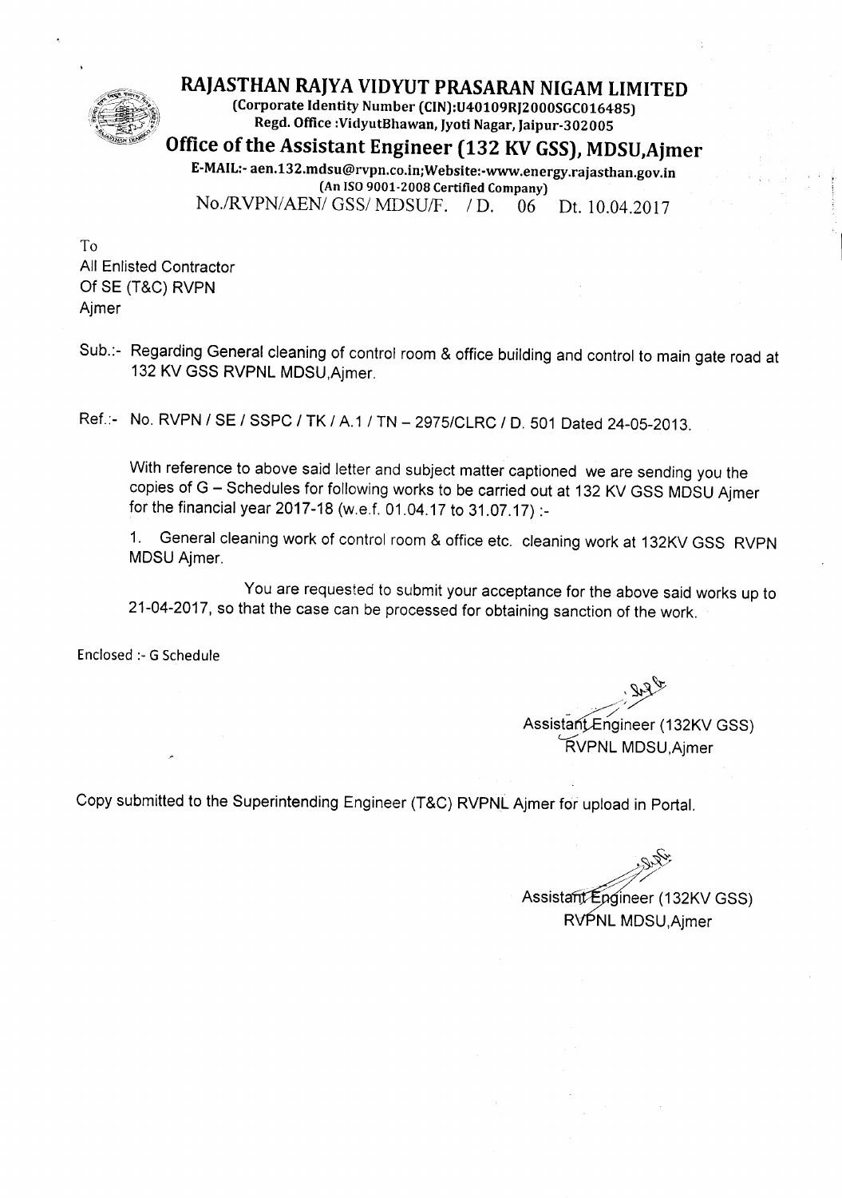# RAJASTHAN RAJYA VIDYUT PRASARAN NIGAM LIMITED

(Corporate Identity Number (CIN):U40109RJ2000SGC016485)
Regd. Office :VidyutBhawan, Jyoti Nagar, Jaipur-302005

## Office of the Assistant Engineer (132 KV GSS), MDSU,Ajmer

E-MAIL:- aen.132.mdsu@rvpn.co.in;Website:-www.energy.rajasthan.gov.in
(An ISO 9001-2008 Certified Company)

No./RVPN/AEN/ GSS/ MDSU/F. / D. 06 Dt. 10.04.2017

To
All Enlisted Contractor
Of SE (T&C) RVPN
Ajmer

Sub.:- Regarding General cleaning of control room & office building and control to main gate road at 132 KV GSS RVPNL MDSU,Ajmer.

Ref.:- No. RVPN / SE / SSPC / TK / A.1 / TN – 2975/CLRC / D. 501 Dated 24-05-2013.

With reference to above said letter and subject matter captioned we are sending you the copies of G – Schedules for following works to be carried out at 132 KV GSS MDSU Ajmer for the financial year 2017-18 (w.e.f. 01.04.17 to 31.07.17) :-

1. General cleaning work of control room & office etc. cleaning work at 132KV GSS RVPN MDSU Ajmer.

You are requested to submit your acceptance for the above said works up to 21-04-2017, so that the case can be processed for obtaining sanction of the work.

Enclosed :- G Schedule

Assistant Engineer (132KV GSS)
RVPNL MDSU,Ajmer

Copy submitted to the Superintending Engineer (T&C) RVPNL Ajmer for upload in Portal.

Assistant Engineer (132KV GSS)
RVPNL MDSU,Ajmer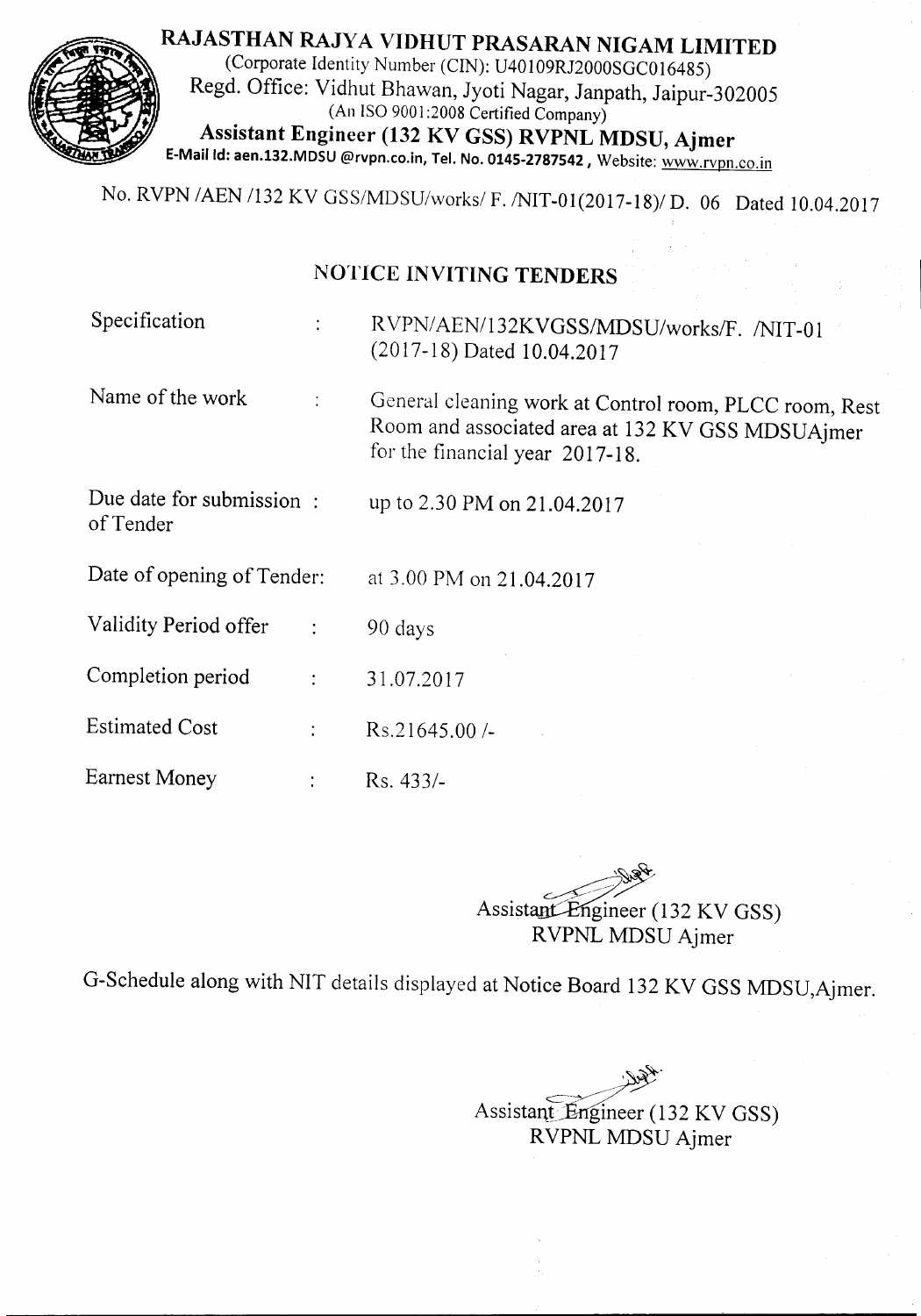# RAJASTHAN RAJYA VIDHUT PRASARAN NIGAM LIMITED

(Corporate Identity Number (CIN): U40109RJ2000SGC016485)
Regd. Office: Vidhut Bhawan, Jyoti Nagar, Janpath, Jaipur-302005
(An ISO 9001:2008 Certified Company)

**Assistant Engineer (132 KV GSS) RVPNL MDSU, Ajmer**

**E-Mail Id: aen.132.MDSU @rvpn.co.in, Tel. No. 0145-2787542**, Website: www.rvpn.co.in

No. RVPN /AEN /132 KV GSS/MDSU/works/ F. /NIT-01(2017-18)/ D. 06 Dated 10.04.2017

## NOTICE INVITING TENDERS

| | | |
|---|---|---|
| Specification | : | RVPN/AEN/132KVGSS/MDSU/works/F. /NIT-01 (2017-18) Dated 10.04.2017 |
| Name of the work | : | General cleaning work at Control room, PLCC room, Rest Room and associated area at 132 KV GSS MDSUAjmer for the financial year 2017-18. |
| Due date for submission of Tender | : | up to 2.30 PM on 21.04.2017 |
| Date of opening of Tender | : | at 3.00 PM on 21.04.2017 |
| Validity Period offer | : | 90 days |
| Completion period | : | 31.07.2017 |
| Estimated Cost | : | Rs.21645.00 /- |
| Earnest Money | : | Rs. 433/- |

Assistant Engineer (132 KV GSS)
RVPNL MDSU Ajmer

G-Schedule along with NIT details displayed at Notice Board 132 KV GSS MDSU,Ajmer.

Assistant Engineer (132 KV GSS)
RVPNL MDSU Ajmer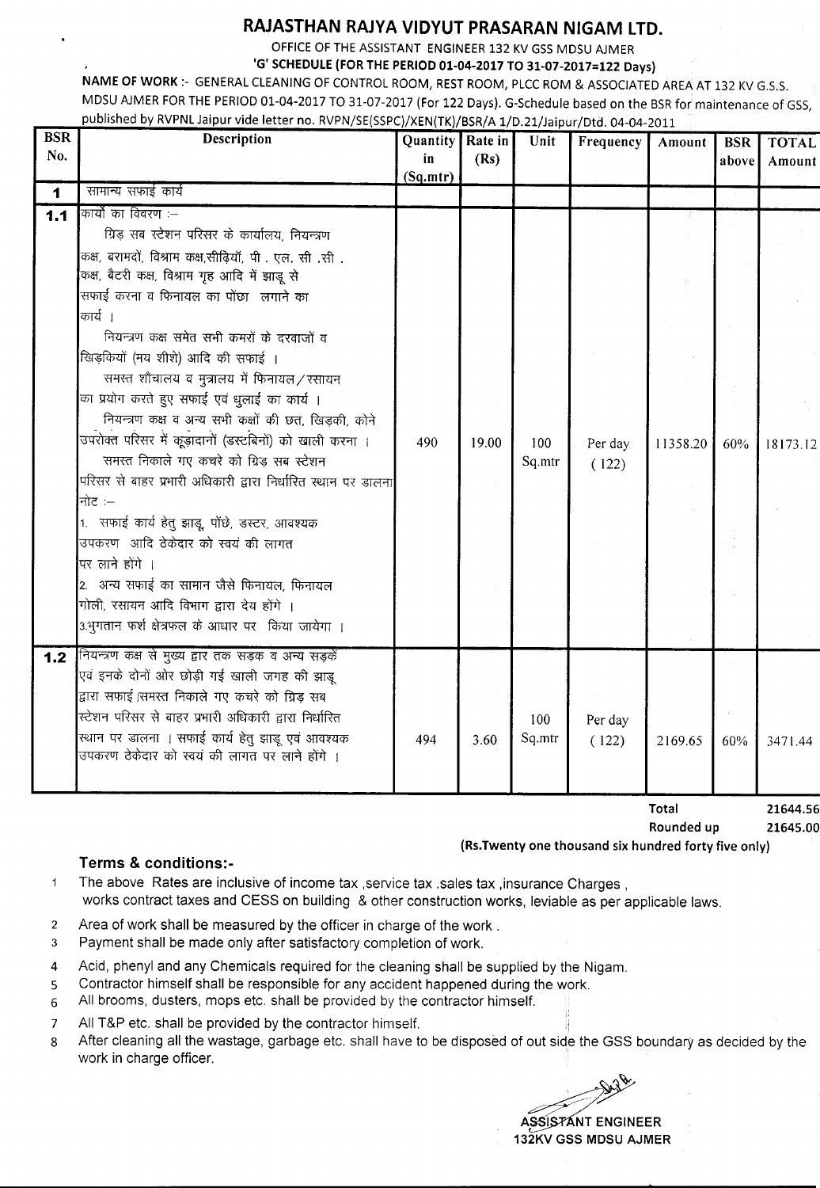# RAJASTHAN RAJYA VIDYUT PRASARAN NIGAM LTD.

OFFICE OF THE ASSISTANT ENGINEER 132 KV GSS MDSU AJMER

**'G' SCHEDULE (FOR THE PERIOD 01-04-2017 TO 31-07-2017=122 Days)**

**NAME OF WORK :-** GENERAL CLEANING OF CONTROL ROOM, REST ROOM, PLCC ROM & ASSOCIATED AREA AT 132 KV G.S.S. MDSU AJMER FOR THE PERIOD 01-04-2017 TO 31-07-2017 (For 122 Days). G-Schedule based on the BSR for maintenance of GSS, published by RVPNL Jaipur vide letter no. RVPN/SE(SSPC)/XEN(TK)/BSR/A 1/D.21/Jaipur/Dtd. 04-04-2011

| BSR No. | Description | Quantity in (Sq.mtr) | Rate in (Rs) | Unit | Frequency | Amount | BSR above | TOTAL Amount |
|---|---|---|---|---|---|---|---|---|
| 1 | सामान्य सफाई कार्य | | | | | | | |
| 1.1 | कार्यो का विवरण :– ग्रिड सब स्टेशन परिसर के कार्यालय, नियन्त्रण कक्ष, बरामदों, विश्राम कक्ष,सीढ़ियॉं, पी . एल. सी .सी . कक्ष, बैटरी कक्ष, विश्राम गृह आदि में झाड़ू से सफाई करना व फिनायल का पोंछा लगाने का कार्य । नियन्त्रण कक्ष समेत सभी कमरों के दरवाजों व खिड़कियों (मय शीशे) आदि की सफाई । समस्त शौचालय व मुत्रालय में फिनायल/रसायन का प्रयोग करते हुए सफाई एवं धुलाई का कार्य । नियन्त्रण कक्ष व अन्य सभी कक्षों की छत, खिड़की, कोने उपरोक्त परिसर में कूड़ादानों (डस्टबिनों) को खाली करना । समस्त निकाले गए कचरे को ग्रिड सब स्टेशन परिसर से बाहर प्रभारी अधिकारी द्वारा निर्धारित स्थान पर डालना नोट :– 1. सफाई कार्य हेतु झाड़ू, पोंछे, डस्टर, आवश्यक उपकरण आदि ठेकेदार को स्वयं की लागत पर लाने होंगे । 2. अन्य सफाई का सामान जैसे फिनायल, फिनायल गोली, रसायन आदि विभाग द्वारा देय होंगे । 3.भुगतान फर्श क्षेत्रफल के आधार पर किया जायेगा । | 490 | 19.00 | 100 Sq.mtr | Per day (122) | 11358.20 | 60% | 18173.12 |
| 1.2 | नियन्त्रण कक्ष से मुख्य द्वार तक सड़क व अन्य सड़कें एवं इनके दोनों ओर छोड़ी गई खाली जगह की झाड़ू द्वारा सफाई।समस्त निकाले गए कचरे को ग्रिड सब स्टेशन परिसर से बाहर प्रभारी अधिकारी द्वारा निर्धारित स्थान पर डालना । सफाई कार्य हेतु झाड़ू एवं आवश्यक उपकरण ठेकेदार को स्वयं की लागत पर लाने होंगे । | 494 | 3.60 | 100 Sq.mtr | Per day (122) | 2169.65 | 60% | 3471.44 |
| | | | | | | | Total | 21644.56 |
| | | | | | | | Rounded up | 21645.00 |

(Rs.Twenty one thousand six hundred forty five only)

**Terms & conditions:-**

1. The above Rates are inclusive of income tax ,service tax .sales tax ,insurance Charges , works contract taxes and CESS on building & other construction works, leviable as per applicable laws.
2. Area of work shall be measured by the officer in charge of the work .
3. Payment shall be made only after satisfactory completion of work.
4. Acid, phenyl and any Chemicals required for the cleaning shall be supplied by the Nigam.
5. Contractor himself shall be responsible for any accident happened during the work.
6. All brooms, dusters, mops etc. shall be provided by the contractor himself.
7. All T&P etc. shall be provided by the contractor himself.
8. After cleaning all the wastage, garbage etc. shall have to be disposed of out side the GSS boundary as decided by the work in charge officer.

ASSISTANT ENGINEER
132KV GSS MDSU AJMER